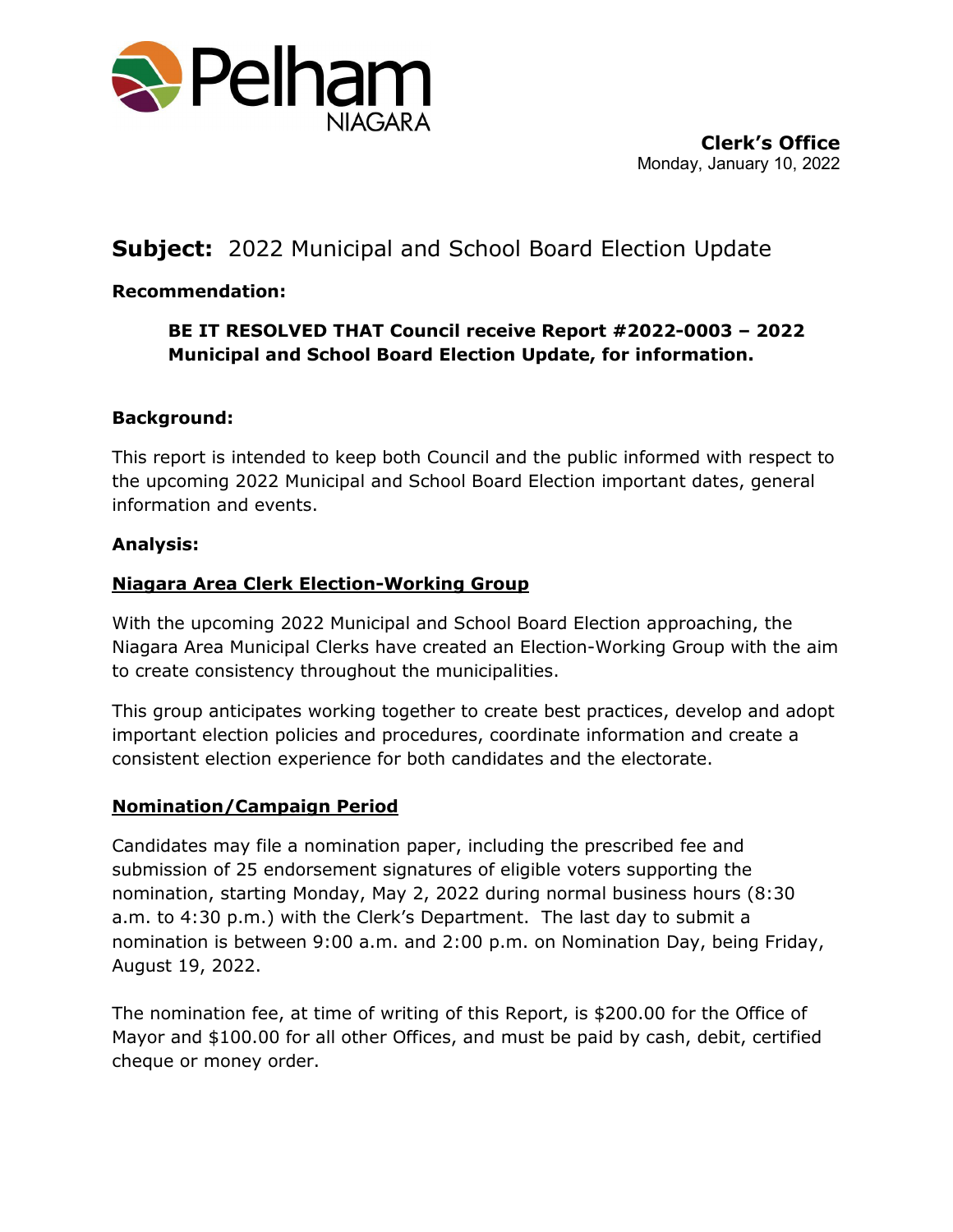Pelham NIAGARA

**Clerk's Office**
Monday, January 10, 2022

## **Subject:** 2022 Municipal and School Board Election Update

**Recommendation:**

> **BE IT RESOLVED THAT Council receive Report #2022-0003 – 2022 Municipal and School Board Election Update, for information.**

**Background:**

This report is intended to keep both Council and the public informed with respect to the upcoming 2022 Municipal and School Board Election important dates, general information and events.

**Analysis:**

**Niagara Area Clerk Election-Working Group**

With the upcoming 2022 Municipal and School Board Election approaching, the Niagara Area Municipal Clerks have created an Election-Working Group with the aim to create consistency throughout the municipalities.

This group anticipates working together to create best practices, develop and adopt important election policies and procedures, coordinate information and create a consistent election experience for both candidates and the electorate.

**Nomination/Campaign Period**

Candidates may file a nomination paper, including the prescribed fee and submission of 25 endorsement signatures of eligible voters supporting the nomination, starting Monday, May 2, 2022 during normal business hours (8:30 a.m. to 4:30 p.m.) with the Clerk's Department. The last day to submit a nomination is between 9:00 a.m. and 2:00 p.m. on Nomination Day, being Friday, August 19, 2022.

The nomination fee, at time of writing of this Report, is $200.00 for the Office of Mayor and $100.00 for all other Offices, and must be paid by cash, debit, certified cheque or money order.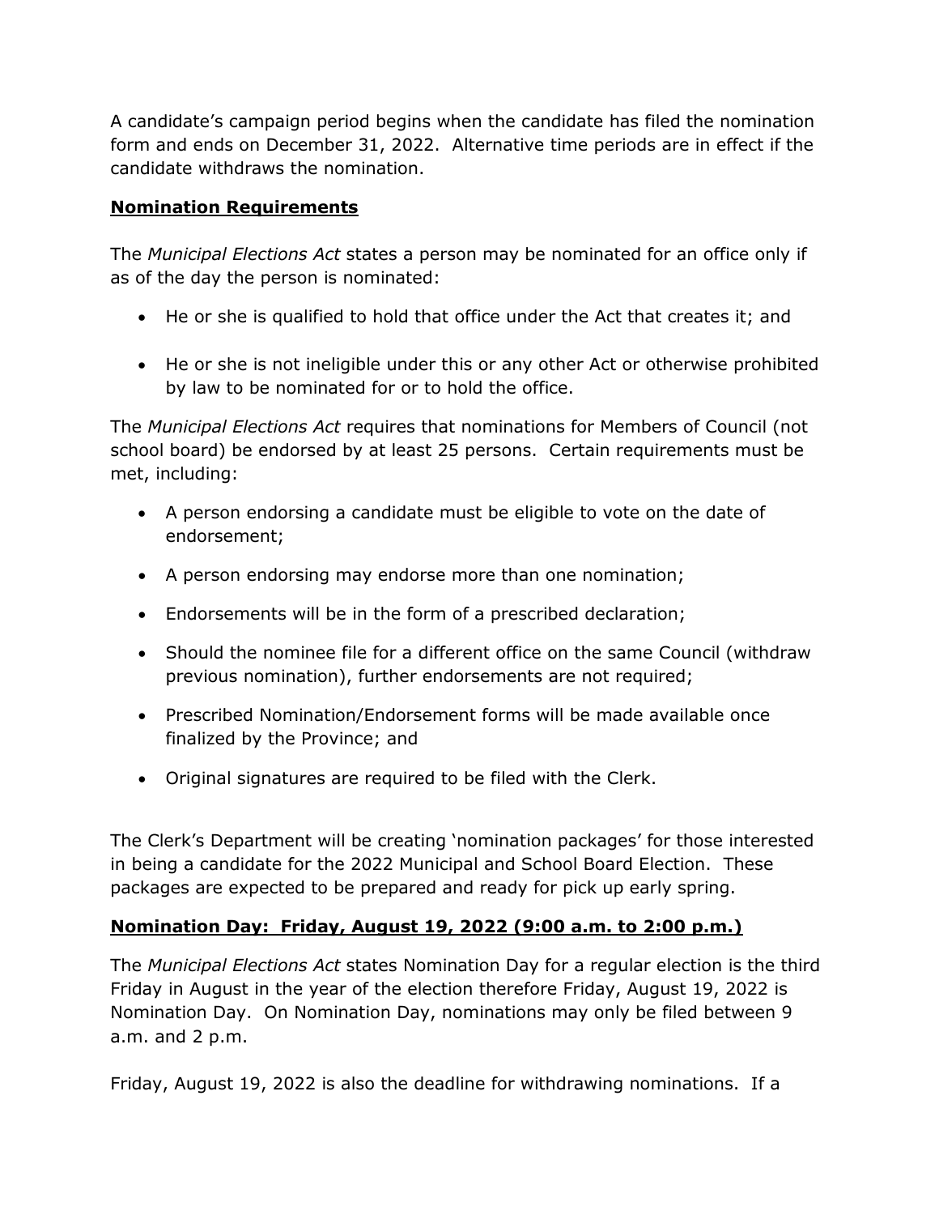A candidate's campaign period begins when the candidate has filed the nomination form and ends on December 31, 2022. Alternative time periods are in effect if the candidate withdraws the nomination.

## **Nomination Requirements**

The *Municipal Elections Act* states a person may be nominated for an office only if as of the day the person is nominated:

- He or she is qualified to hold that office under the Act that creates it; and
- He or she is not ineligible under this or any other Act or otherwise prohibited by law to be nominated for or to hold the office.

The *Municipal Elections Act* requires that nominations for Members of Council (not school board) be endorsed by at least 25 persons. Certain requirements must be met, including:

- A person endorsing a candidate must be eligible to vote on the date of endorsement;
- A person endorsing may endorse more than one nomination;
- Endorsements will be in the form of a prescribed declaration;
- Should the nominee file for a different office on the same Council (withdraw previous nomination), further endorsements are not required;
- Prescribed Nomination/Endorsement forms will be made available once finalized by the Province; and
- Original signatures are required to be filed with the Clerk.

The Clerk's Department will be creating 'nomination packages' for those interested in being a candidate for the 2022 Municipal and School Board Election. These packages are expected to be prepared and ready for pick up early spring.

## **Nomination Day: Friday, August 19, 2022 (9:00 a.m. to 2:00 p.m.)**

The *Municipal Elections Act* states Nomination Day for a regular election is the third Friday in August in the year of the election therefore Friday, August 19, 2022 is Nomination Day. On Nomination Day, nominations may only be filed between 9 a.m. and 2 p.m.

Friday, August 19, 2022 is also the deadline for withdrawing nominations. If a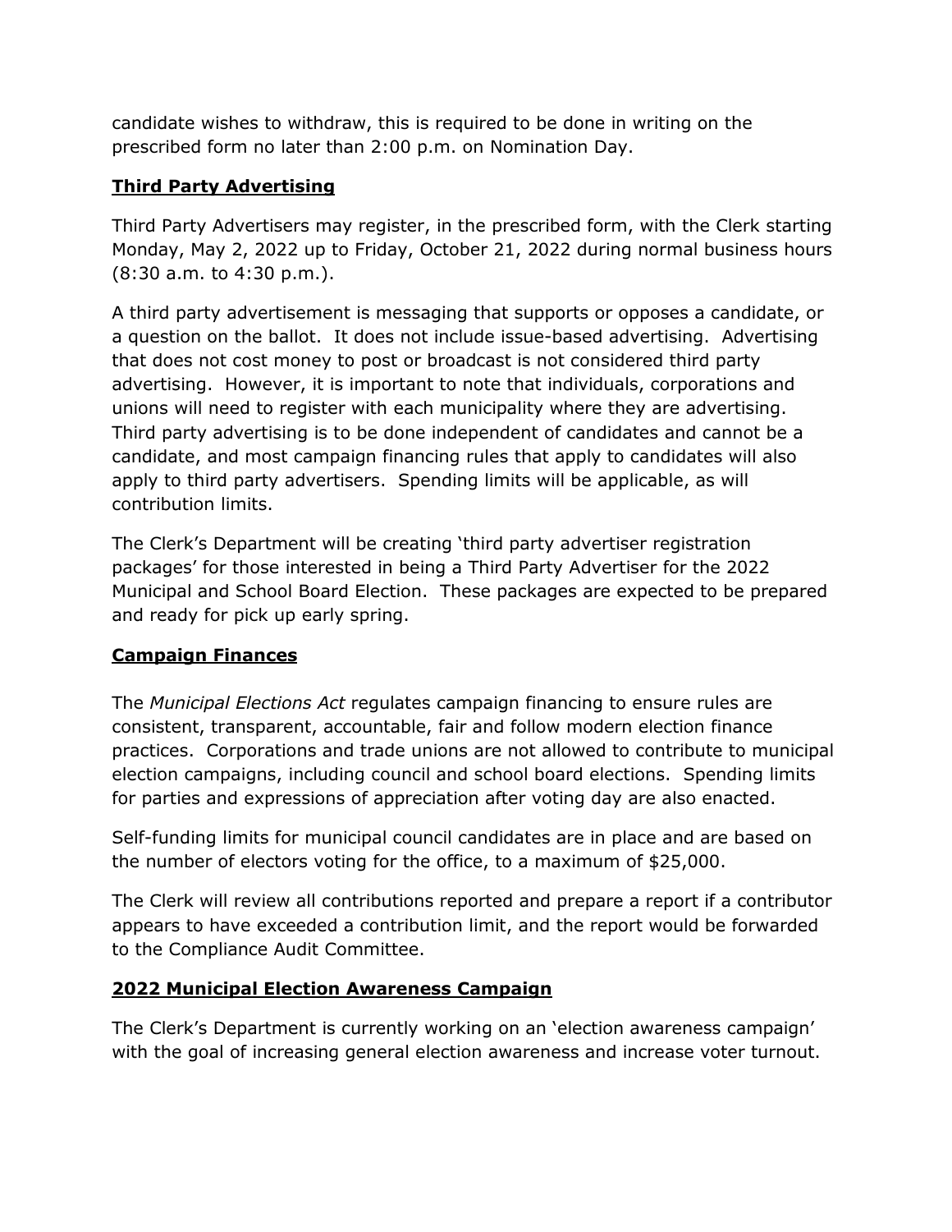candidate wishes to withdraw, this is required to be done in writing on the prescribed form no later than 2:00 p.m. on Nomination Day.

## Third Party Advertising

Third Party Advertisers may register, in the prescribed form, with the Clerk starting Monday, May 2, 2022 up to Friday, October 21, 2022 during normal business hours (8:30 a.m. to 4:30 p.m.).

A third party advertisement is messaging that supports or opposes a candidate, or a question on the ballot. It does not include issue-based advertising. Advertising that does not cost money to post or broadcast is not considered third party advertising. However, it is important to note that individuals, corporations and unions will need to register with each municipality where they are advertising. Third party advertising is to be done independent of candidates and cannot be a candidate, and most campaign financing rules that apply to candidates will also apply to third party advertisers. Spending limits will be applicable, as will contribution limits.

The Clerk's Department will be creating 'third party advertiser registration packages' for those interested in being a Third Party Advertiser for the 2022 Municipal and School Board Election. These packages are expected to be prepared and ready for pick up early spring.

## Campaign Finances

The *Municipal Elections Act* regulates campaign financing to ensure rules are consistent, transparent, accountable, fair and follow modern election finance practices. Corporations and trade unions are not allowed to contribute to municipal election campaigns, including council and school board elections. Spending limits for parties and expressions of appreciation after voting day are also enacted.

Self-funding limits for municipal council candidates are in place and are based on the number of electors voting for the office, to a maximum of $25,000.

The Clerk will review all contributions reported and prepare a report if a contributor appears to have exceeded a contribution limit, and the report would be forwarded to the Compliance Audit Committee.

## 2022 Municipal Election Awareness Campaign

The Clerk's Department is currently working on an 'election awareness campaign' with the goal of increasing general election awareness and increase voter turnout.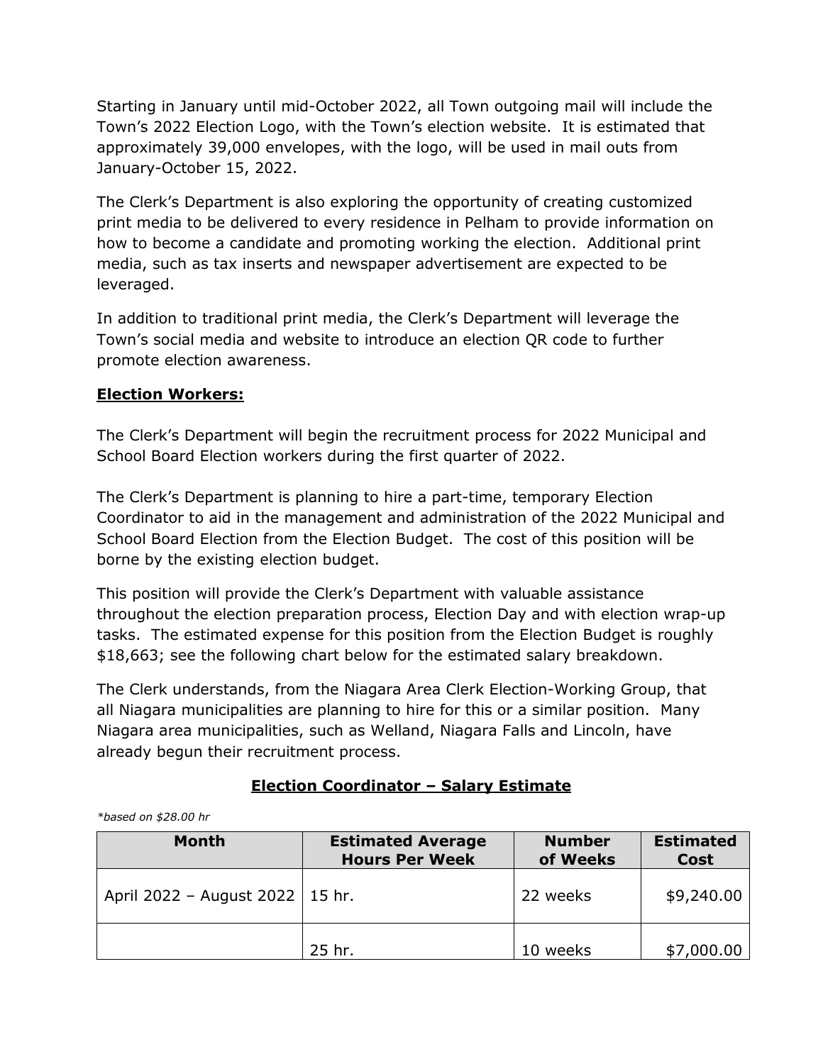Starting in January until mid-October 2022, all Town outgoing mail will include the Town's 2022 Election Logo, with the Town's election website. It is estimated that approximately 39,000 envelopes, with the logo, will be used in mail outs from January-October 15, 2022.

The Clerk's Department is also exploring the opportunity of creating customized print media to be delivered to every residence in Pelham to provide information on how to become a candidate and promoting working the election. Additional print media, such as tax inserts and newspaper advertisement are expected to be leveraged.

In addition to traditional print media, the Clerk's Department will leverage the Town's social media and website to introduce an election QR code to further promote election awareness.

**Election Workers:**

The Clerk's Department will begin the recruitment process for 2022 Municipal and School Board Election workers during the first quarter of 2022.

The Clerk's Department is planning to hire a part-time, temporary Election Coordinator to aid in the management and administration of the 2022 Municipal and School Board Election from the Election Budget. The cost of this position will be borne by the existing election budget.

This position will provide the Clerk's Department with valuable assistance throughout the election preparation process, Election Day and with election wrap-up tasks. The estimated expense for this position from the Election Budget is roughly $18,663; see the following chart below for the estimated salary breakdown.

The Clerk understands, from the Niagara Area Clerk Election-Working Group, that all Niagara municipalities are planning to hire for this or a similar position. Many Niagara area municipalities, such as Welland, Niagara Falls and Lincoln, have already begun their recruitment process.

**Election Coordinator – Salary Estimate**

*\*based on $28.00 hr*

| Month | Estimated Average Hours Per Week | Number of Weeks | Estimated Cost |
|---|---|---|---|
| April 2022 – August 2022 | 15 hr. | 22 weeks | $9,240.00 |
| | 25 hr. | 10 weeks | $7,000.00 |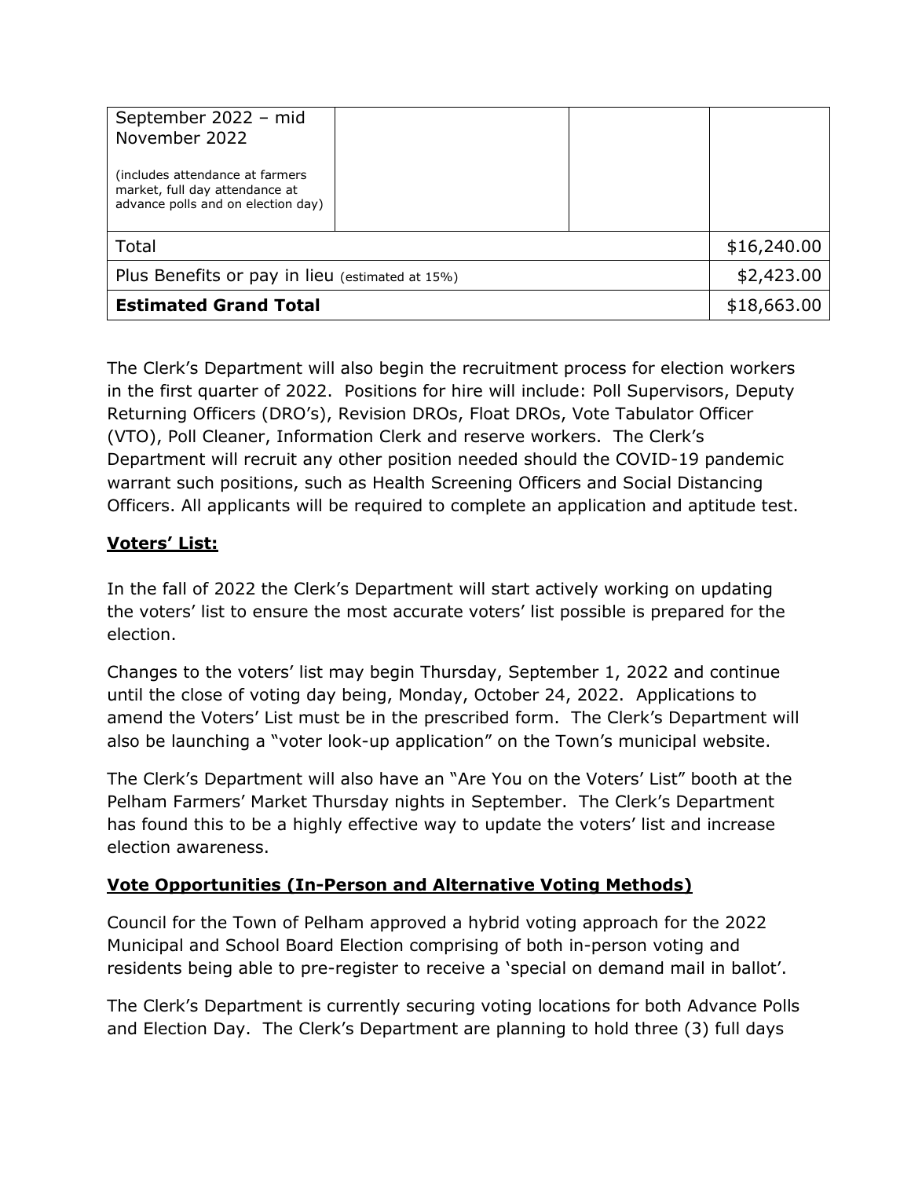| | | | |
|---|---|---|---|
| September 2022 – mid November 2022<br><br>(includes attendance at farmers market, full day attendance at advance polls and on election day) | | | |
| Total | | | $16,240.00 |
| Plus Benefits or pay in lieu (estimated at 15%) | | | $2,423.00 |
| **Estimated Grand Total** | | | $18,663.00 |

The Clerk's Department will also begin the recruitment process for election workers in the first quarter of 2022. Positions for hire will include: Poll Supervisors, Deputy Returning Officers (DRO's), Revision DROs, Float DROs, Vote Tabulator Officer (VTO), Poll Cleaner, Information Clerk and reserve workers. The Clerk's Department will recruit any other position needed should the COVID-19 pandemic warrant such positions, such as Health Screening Officers and Social Distancing Officers. All applicants will be required to complete an application and aptitude test.

**Voters' List:**

In the fall of 2022 the Clerk's Department will start actively working on updating the voters' list to ensure the most accurate voters' list possible is prepared for the election.

Changes to the voters' list may begin Thursday, September 1, 2022 and continue until the close of voting day being, Monday, October 24, 2022. Applications to amend the Voters' List must be in the prescribed form. The Clerk's Department will also be launching a "voter look-up application" on the Town's municipal website.

The Clerk's Department will also have an "Are You on the Voters' List" booth at the Pelham Farmers' Market Thursday nights in September. The Clerk's Department has found this to be a highly effective way to update the voters' list and increase election awareness.

**Vote Opportunities (In-Person and Alternative Voting Methods)**

Council for the Town of Pelham approved a hybrid voting approach for the 2022 Municipal and School Board Election comprising of both in-person voting and residents being able to pre-register to receive a 'special on demand mail in ballot'.

The Clerk's Department is currently securing voting locations for both Advance Polls and Election Day. The Clerk's Department are planning to hold three (3) full days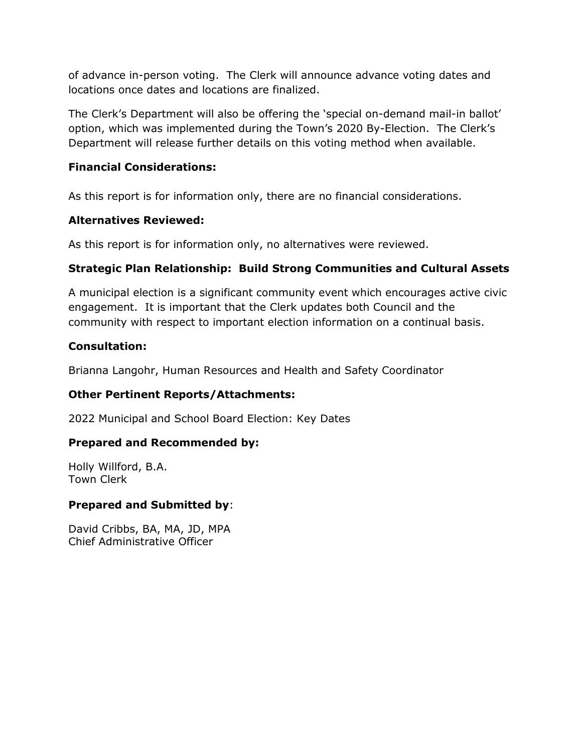of advance in-person voting. The Clerk will announce advance voting dates and locations once dates and locations are finalized.

The Clerk's Department will also be offering the 'special on-demand mail-in ballot' option, which was implemented during the Town's 2020 By-Election. The Clerk's Department will release further details on this voting method when available.

**Financial Considerations:**

As this report is for information only, there are no financial considerations.

**Alternatives Reviewed:**

As this report is for information only, no alternatives were reviewed.

**Strategic Plan Relationship: Build Strong Communities and Cultural Assets**

A municipal election is a significant community event which encourages active civic engagement. It is important that the Clerk updates both Council and the community with respect to important election information on a continual basis.

**Consultation:**

Brianna Langohr, Human Resources and Health and Safety Coordinator

**Other Pertinent Reports/Attachments:**

2022 Municipal and School Board Election: Key Dates

**Prepared and Recommended by:**

Holly Willford, B.A.
Town Clerk

**Prepared and Submitted by**:

David Cribbs, BA, MA, JD, MPA
Chief Administrative Officer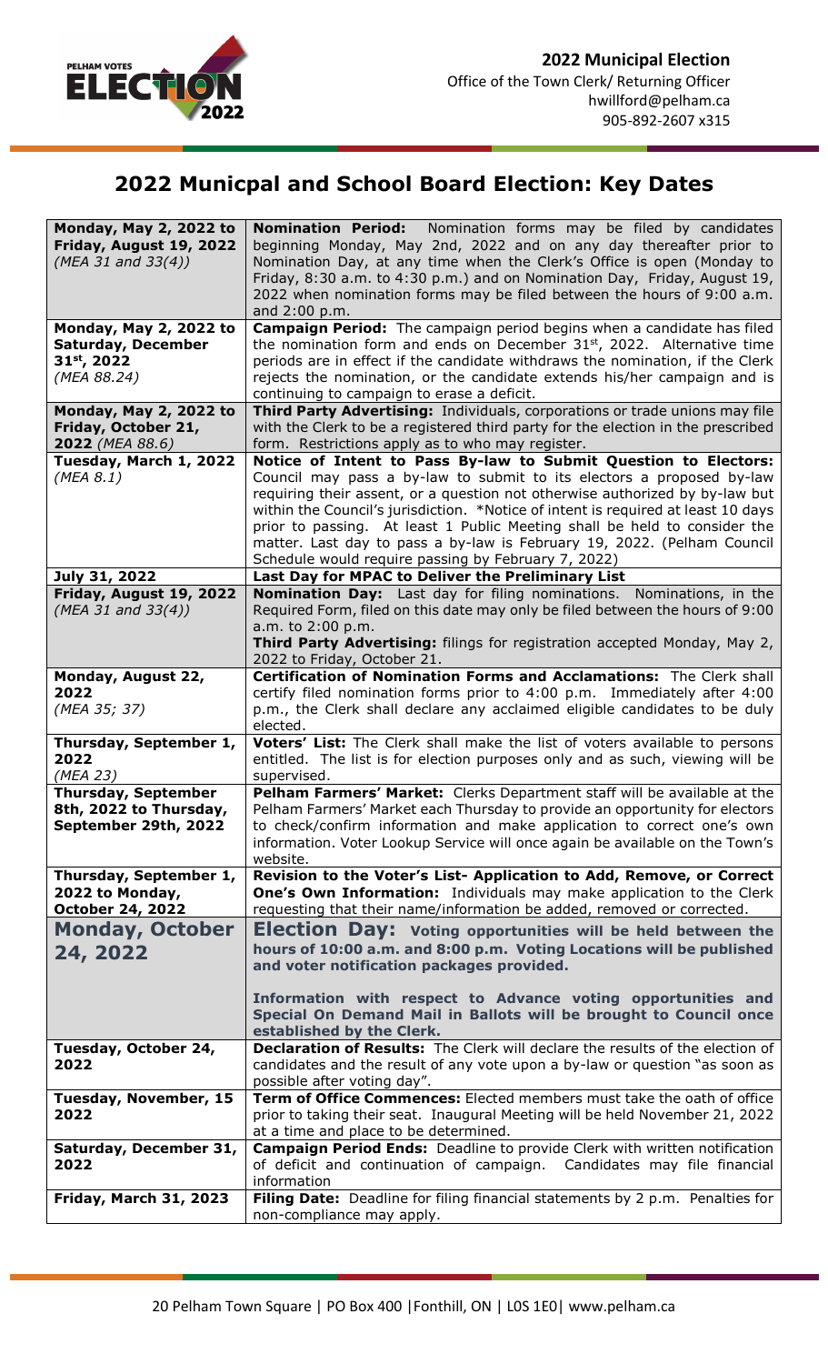**2022 Municipal Election**
Office of the Town Clerk/ Returning Officer
hwillford@pelham.ca
905-892-2607 x315

# 2022 Municpal and School Board Election: Key Dates

| | |
|---|---|
| **Monday, May 2, 2022 to Friday, August 19, 2022** *(MEA 31 and 33(4))* | **Nomination Period:** Nomination forms may be filed by candidates beginning Monday, May 2nd, 2022 and on any day thereafter prior to Nomination Day, at any time when the Clerk's Office is open (Monday to Friday, 8:30 a.m. to 4:30 p.m.) and on Nomination Day, Friday, August 19, 2022 when nomination forms may be filed between the hours of 9:00 a.m. and 2:00 p.m. |
| **Monday, May 2, 2022 to Saturday, December 31st, 2022** *(MEA 88.24)* | **Campaign Period:** The campaign period begins when a candidate has filed the nomination form and ends on December 31st, 2022. Alternative time periods are in effect if the candidate withdraws the nomination, if the Clerk rejects the nomination, or the candidate extends his/her campaign and is continuing to campaign to erase a deficit. |
| **Monday, May 2, 2022 to Friday, October 21, 2022** *(MEA 88.6)* | **Third Party Advertising:** Individuals, corporations or trade unions may file with the Clerk to be a registered third party for the election in the prescribed form. Restrictions apply as to who may register. |
| **Tuesday, March 1, 2022** *(MEA 8.1)* | **Notice of Intent to Pass By-law to Submit Question to Electors:** Council may pass a by-law to submit to its electors a proposed by-law requiring their assent, or a question not otherwise authorized by by-law but within the Council's jurisdiction. *Notice of intent is required at least 10 days prior to passing. At least 1 Public Meeting shall be held to consider the matter. Last day to pass a by-law is February 19, 2022. (Pelham Council Schedule would require passing by February 7, 2022) |
| **July 31, 2022** | **Last Day for MPAC to Deliver the Preliminary List** |
| **Friday, August 19, 2022** *(MEA 31 and 33(4))* | **Nomination Day:** Last day for filing nominations. Nominations, in the Required Form, filed on this date may only be filed between the hours of 9:00 a.m. to 2:00 p.m.<br>**Third Party Advertising:** filings for registration accepted Monday, May 2, 2022 to Friday, October 21. |
| **Monday, August 22, 2022** *(MEA 35; 37)* | **Certification of Nomination Forms and Acclamations:** The Clerk shall certify filed nomination forms prior to 4:00 p.m. Immediately after 4:00 p.m., the Clerk shall declare any acclaimed eligible candidates to be duly elected. |
| **Thursday, September 1, 2022** *(MEA 23)* | **Voters' List:** The Clerk shall make the list of voters available to persons entitled. The list is for election purposes only and as such, viewing will be supervised. |
| **Thursday, September 8th, 2022 to Thursday, September 29th, 2022** | **Pelham Farmers' Market:** Clerks Department staff will be available at the Pelham Farmers' Market each Thursday to provide an opportunity for electors to check/confirm information and make application to correct one's own information. Voter Lookup Service will once again be available on the Town's website. |
| **Thursday, September 1, 2022 to Monday, October 24, 2022** | **Revision to the Voter's List- Application to Add, Remove, or Correct One's Own Information:** Individuals may make application to the Clerk requesting that their name/information be added, removed or corrected. |
| **Monday, October 24, 2022** | **Election Day: Voting opportunities will be held between the hours of 10:00 a.m. and 8:00 p.m. Voting Locations will be published and voter notification packages provided.**<br><br>**Information with respect to Advance voting opportunities and Special On Demand Mail in Ballots will be brought to Council once established by the Clerk.** |
| **Tuesday, October 24, 2022** | **Declaration of Results:** The Clerk will declare the results of the election of candidates and the result of any vote upon a by-law or question "as soon as possible after voting day". |
| **Tuesday, November, 15 2022** | **Term of Office Commences:** Elected members must take the oath of office prior to taking their seat. Inaugural Meeting will be held November 21, 2022 at a time and place to be determined. |
| **Saturday, December 31, 2022** | **Campaign Period Ends:** Deadline to provide Clerk with written notification of deficit and continuation of campaign. Candidates may file financial information |
| **Friday, March 31, 2023** | **Filing Date:** Deadline for filing financial statements by 2 p.m. Penalties for non-compliance may apply. |

20 Pelham Town Square | PO Box 400 | Fonthill, ON | L0S 1E0 | www.pelham.ca